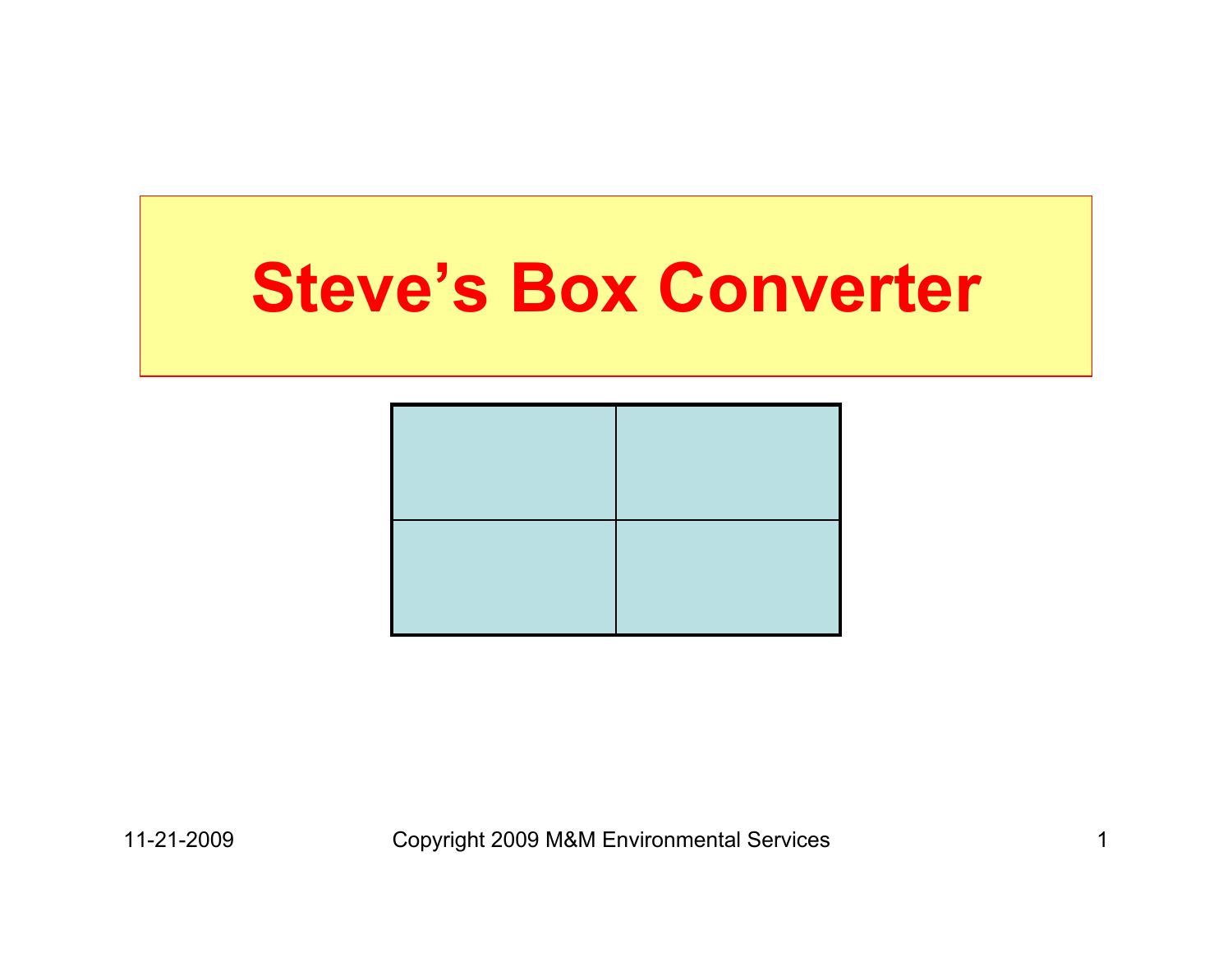# Steve's Box Converter

| | |
|---|---|
| | |
| | |

11-21-2009 Copyright 2009 M&M Environmental Services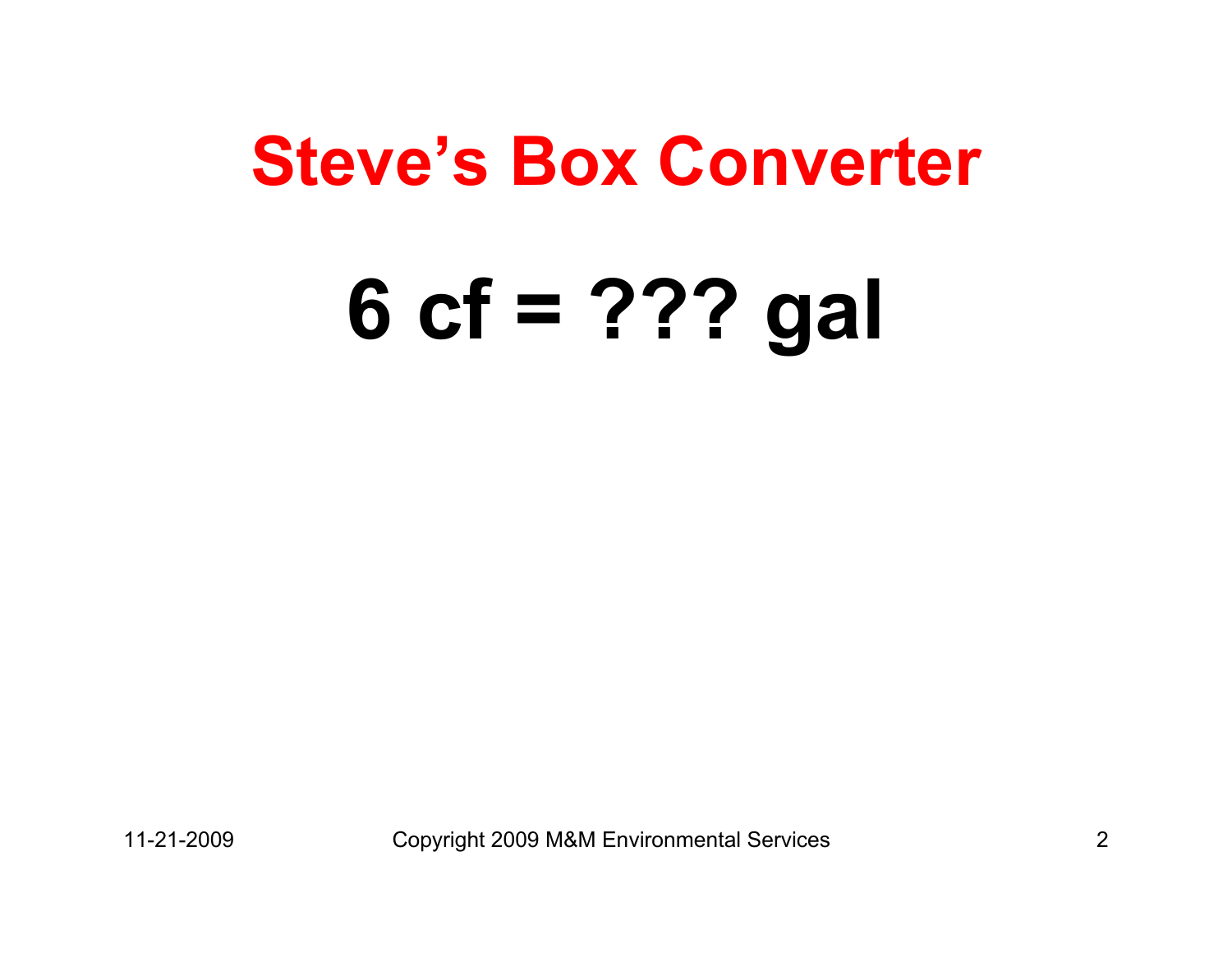# Steve's Box Converter

## 6 cf = ??? gal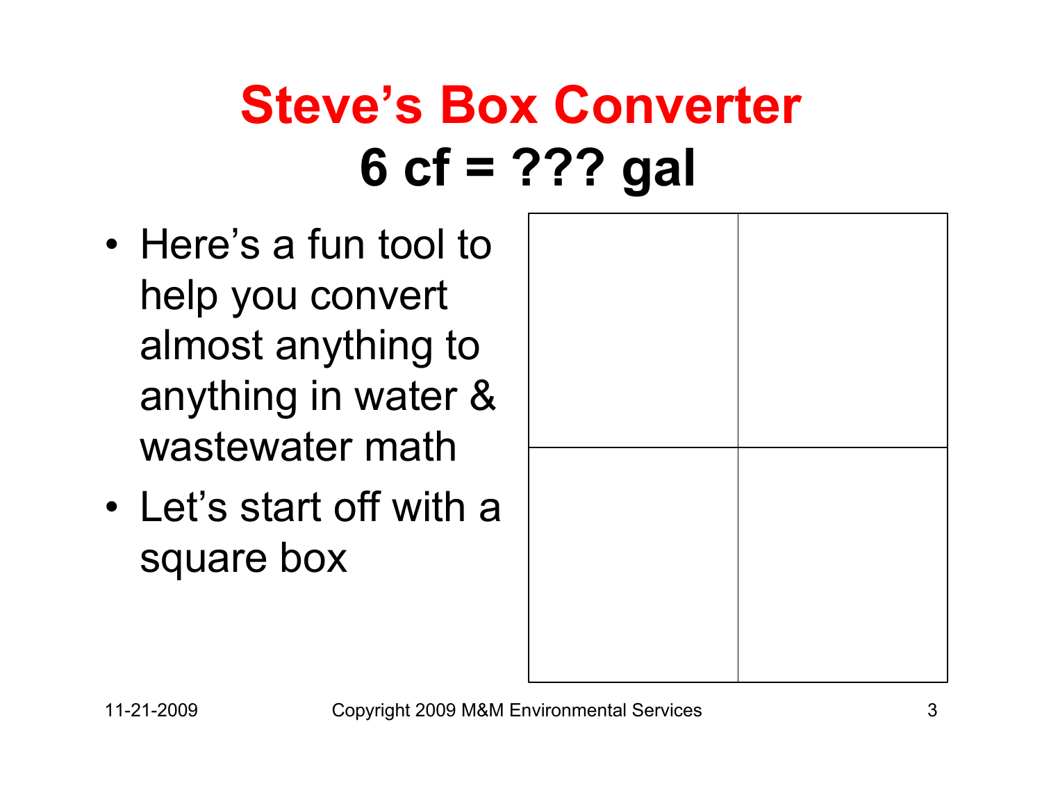# Steve's Box Converter

## 6 cf = ??? gal

- Here's a fun tool to help you convert almost anything to anything in water & wastewater math
- Let's start off with a square box

| | |
|---|---|
| | |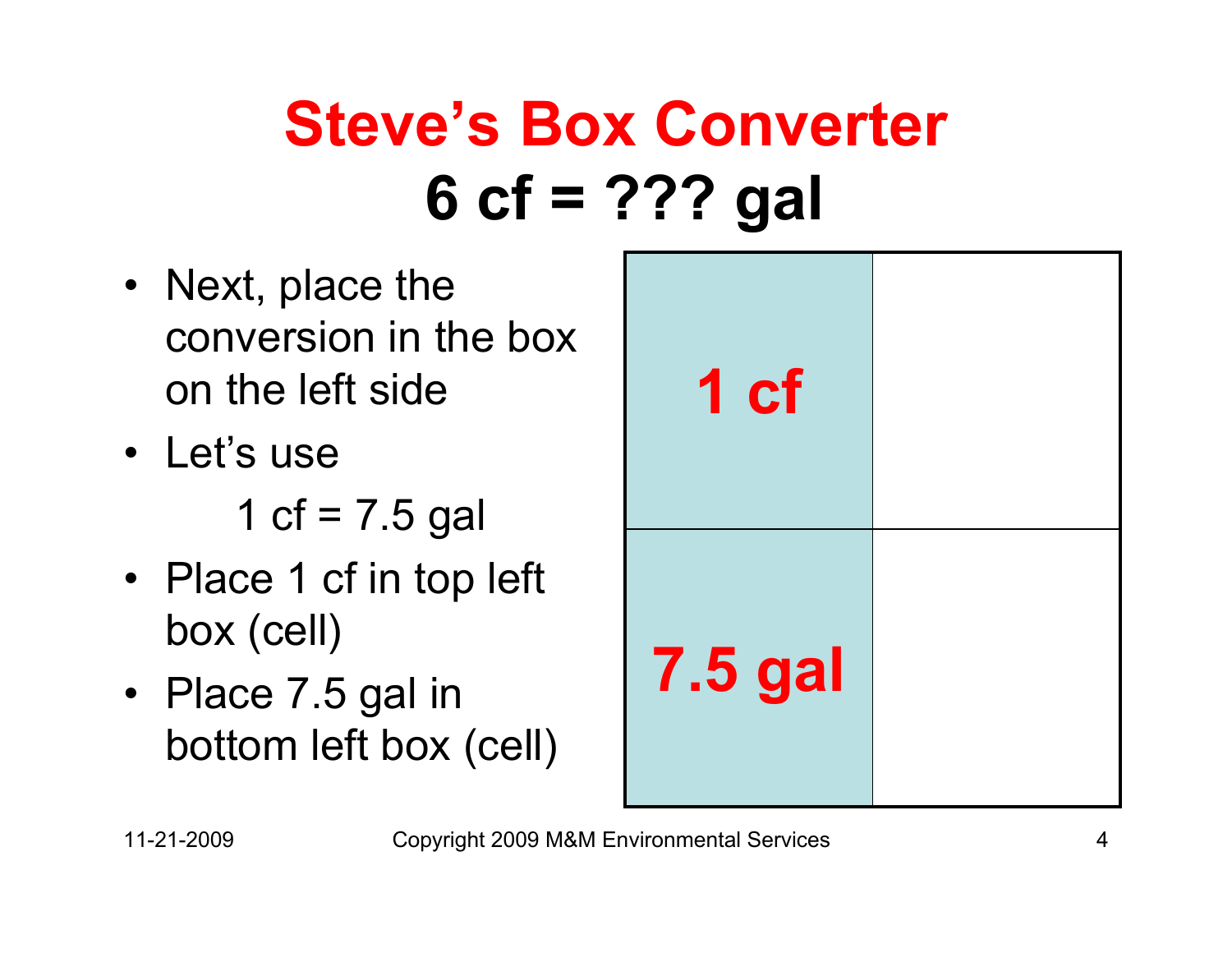# Steve's Box Converter

## 6 cf = ??? gal

- Next, place the conversion in the box on the left side
- Let's use

  1 cf = 7.5 gal

- Place 1 cf in top left box (cell)
- Place 7.5 gal in bottom left box (cell)

| | |
|---|---|
| **1 cf** | |
| **7.5 gal** | |

11-21-2009

Copyright 2009 M&M Environmental Services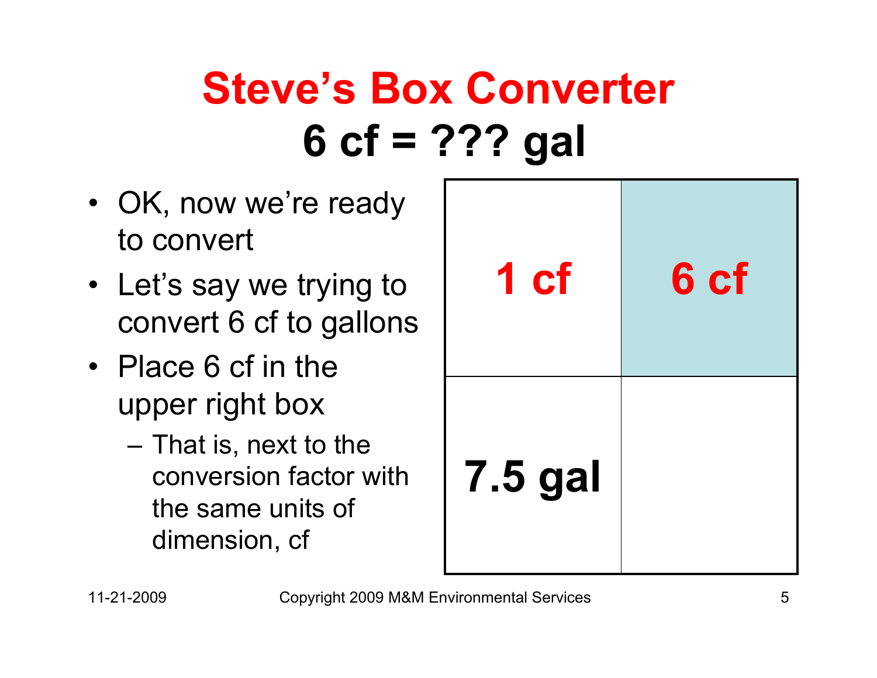# Steve's Box Converter

## 6 cf = ??? gal

- OK, now we're ready to convert
- Let's say we trying to convert 6 cf to gallons
- Place 6 cf in the upper right box
  - That is, next to the conversion factor with the same units of dimension, cf

| | |
|---|---|
| **1 cf** | **6 cf** |
| **7.5 gal** | |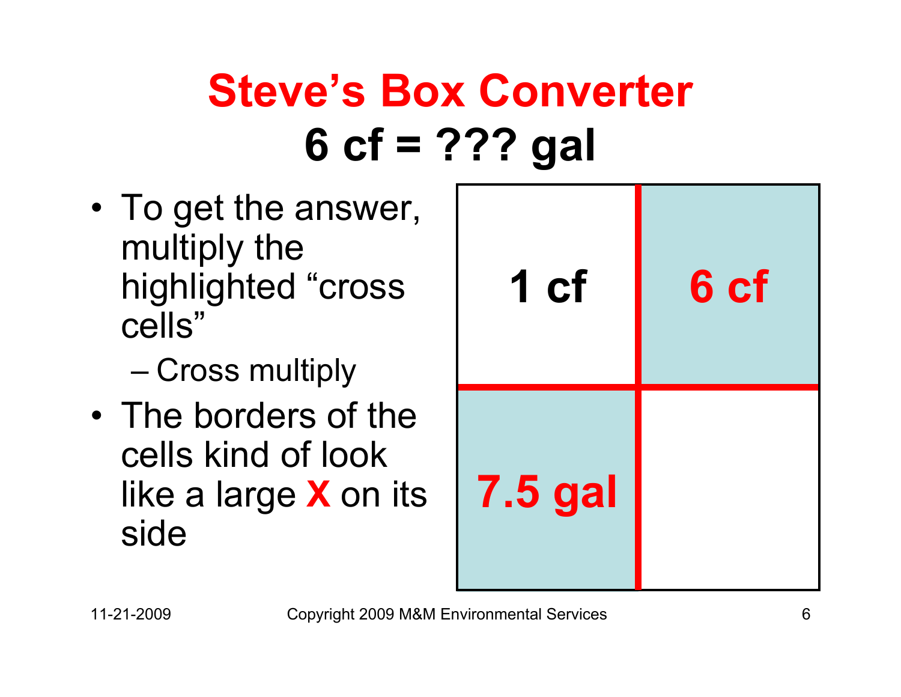# Steve's Box Converter

## 6 cf = ??? gal

- To get the answer, multiply the highlighted "cross cells"
  - Cross multiply
- The borders of the cells kind of look like a large **X** on its side

| | |
|---|---|
| 1 cf | 6 cf |
| 7.5 gal | |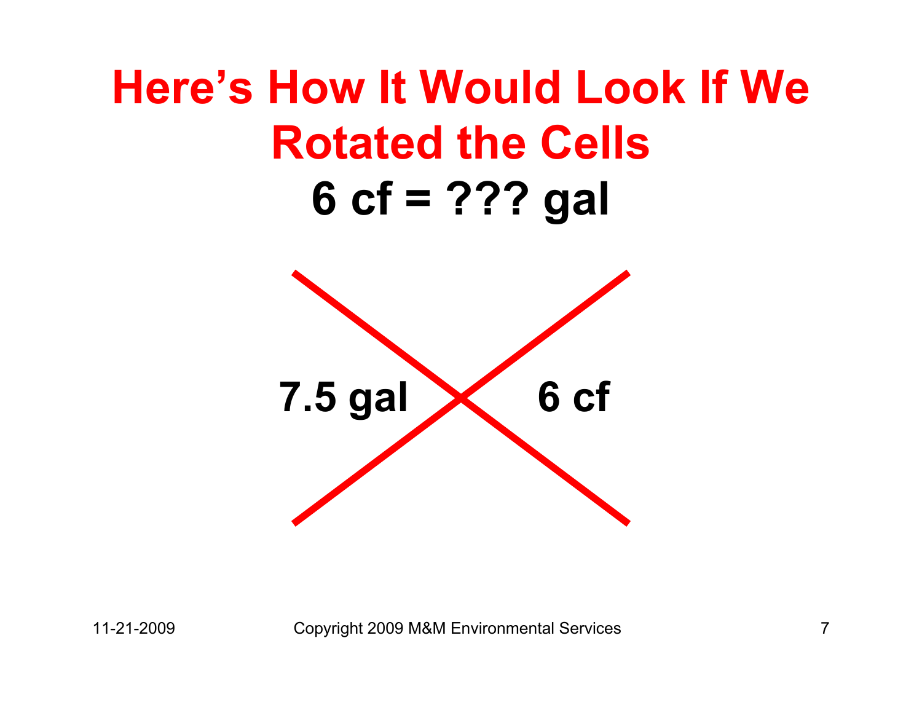# Here's How It Would Look If We Rotated the Cells

## 6 cf = ??? gal

**7.5 gal** | **6 cf**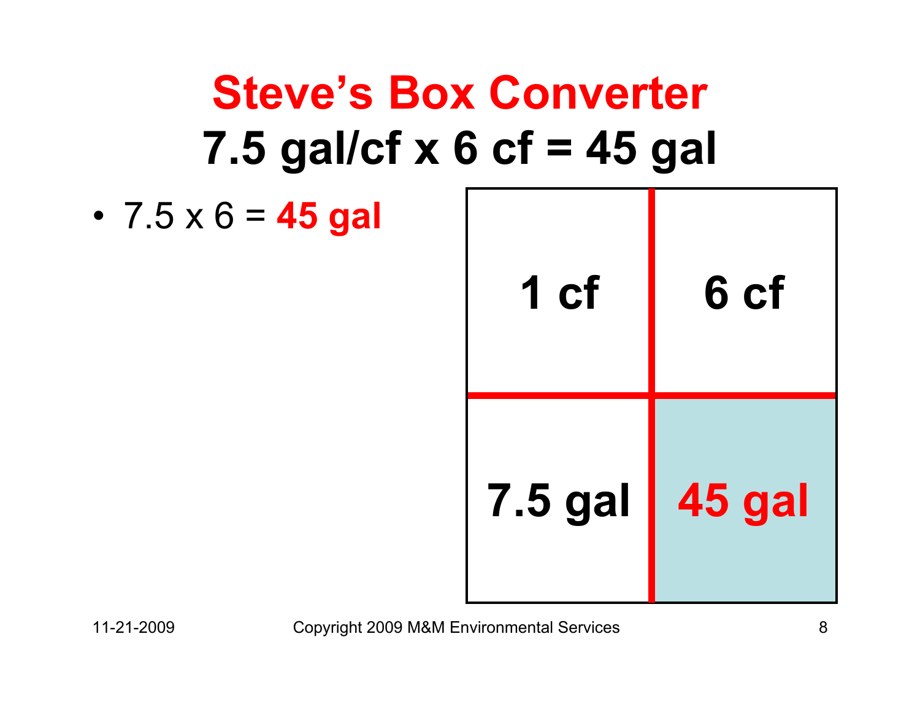# Steve's Box Converter

## 7.5 gal/cf x 6 cf = 45 gal

- 7.5 x 6 = **45 gal**

| | |
|---|---|
| 1 cf | 6 cf |
| 7.5 gal | **45 gal** |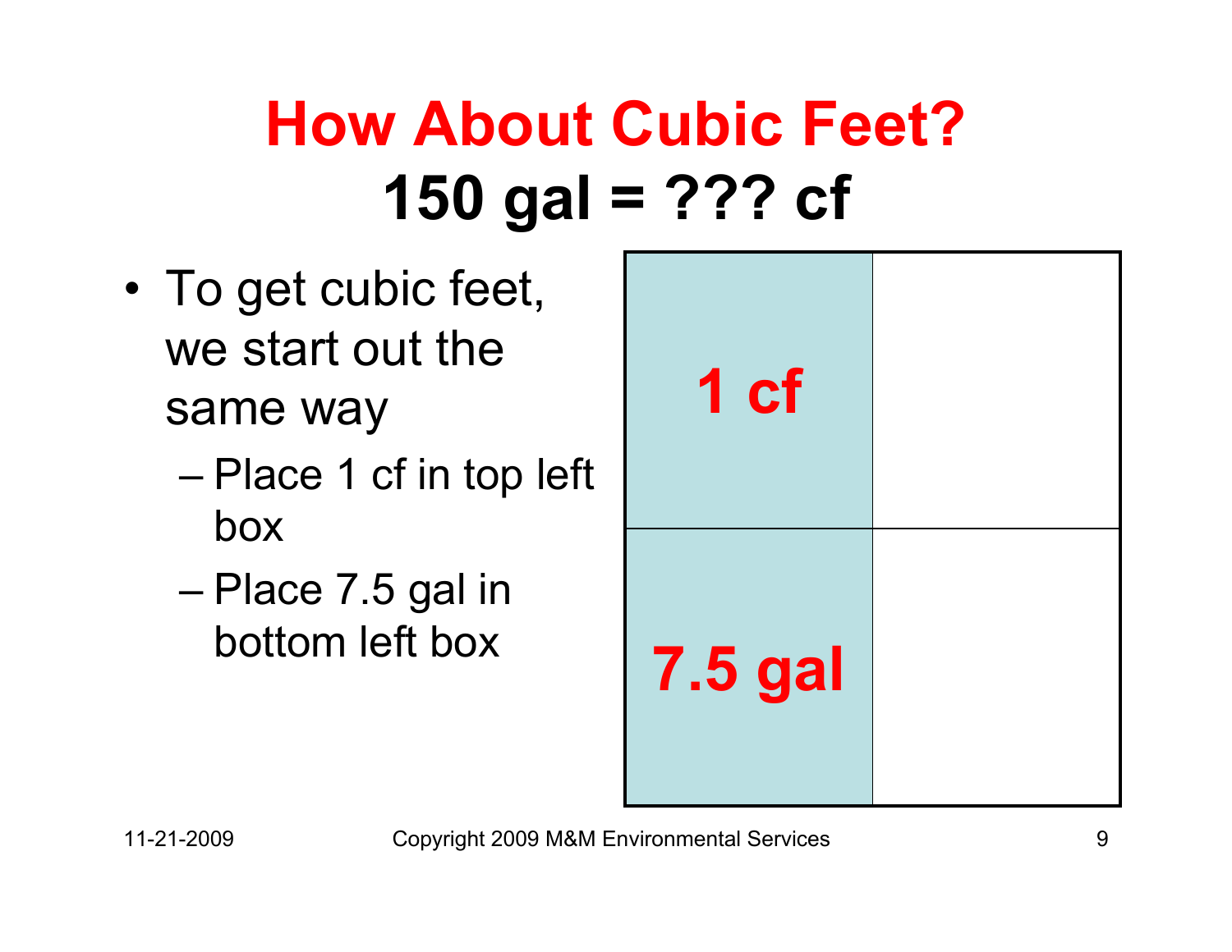# How About Cubic Feet?

## 150 gal = ??? cf

- To get cubic feet, we start out the same way
  - Place 1 cf in top left box
  - Place 7.5 gal in bottom left box

| 1 cf | |
| --- | --- |
| 7.5 gal | |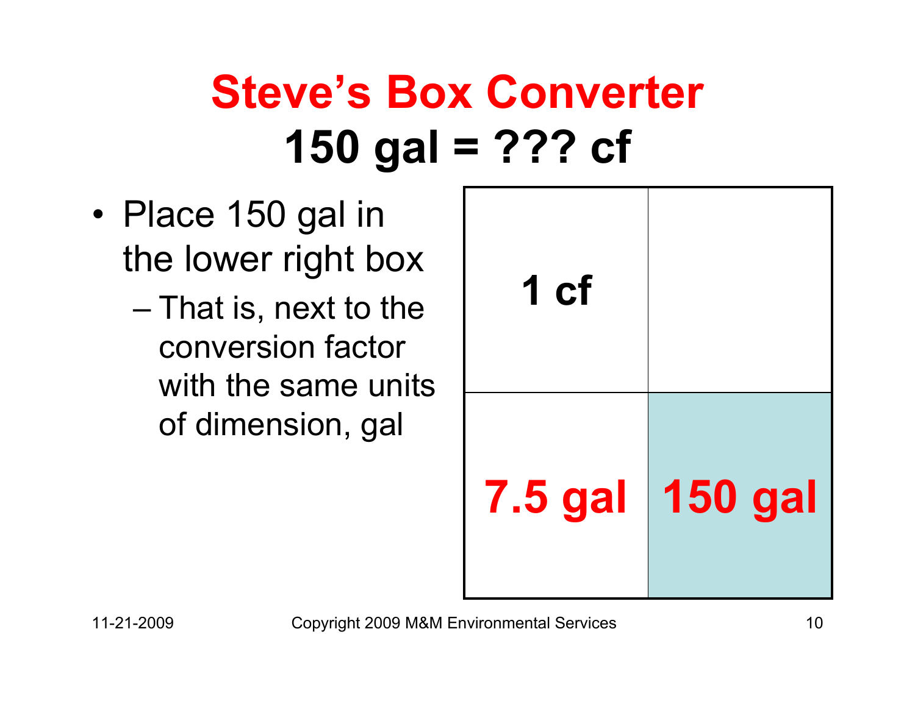# Steve's Box Converter

## 150 gal = ??? cf

- Place 150 gal in the lower right box
  - That is, next to the conversion factor with the same units of dimension, gal

| | |
|---|---|
| 1 cf | |
| 7.5 gal | 150 gal |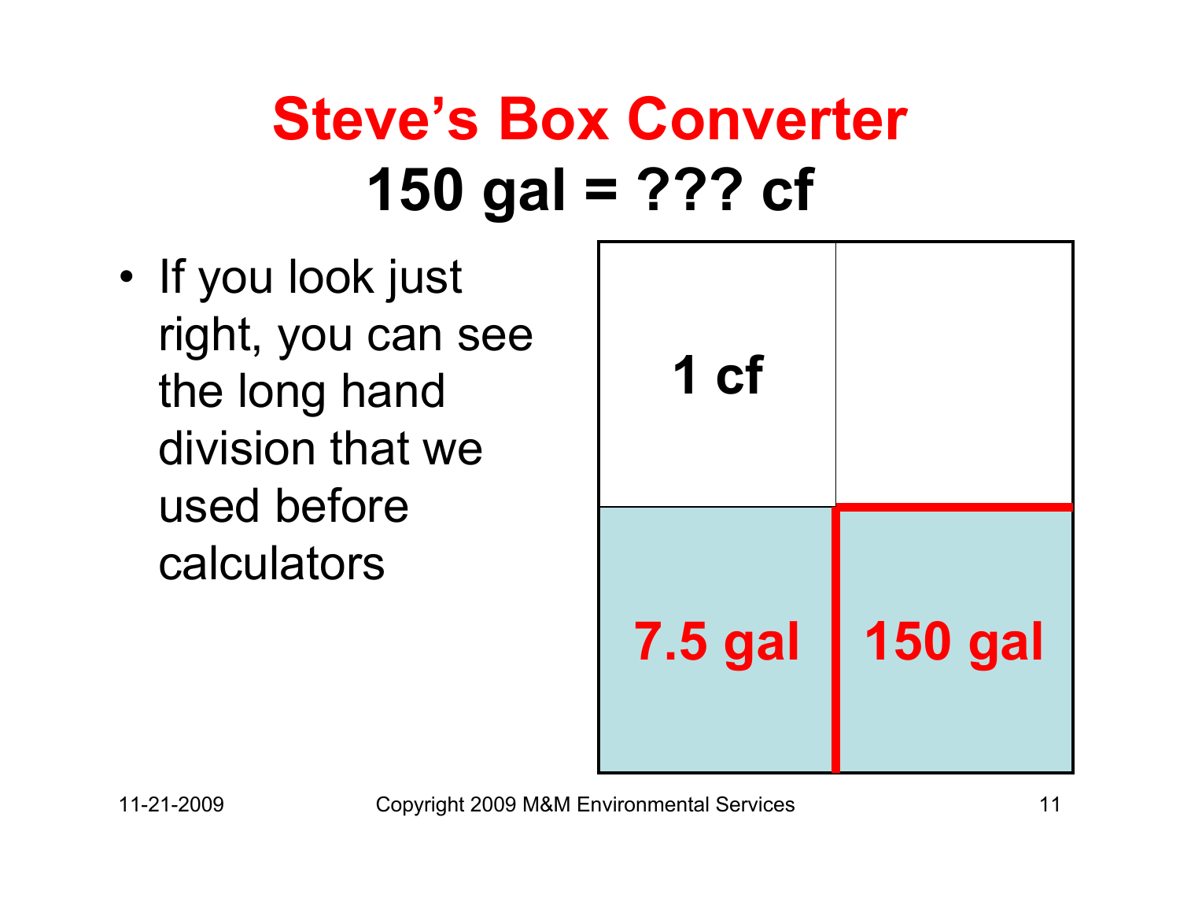# Steve's Box Converter

## 150 gal = ??? cf

- If you look just right, you can see the long hand division that we used before calculators

| 1 cf | |
|---|---|
| 7.5 gal | 150 gal |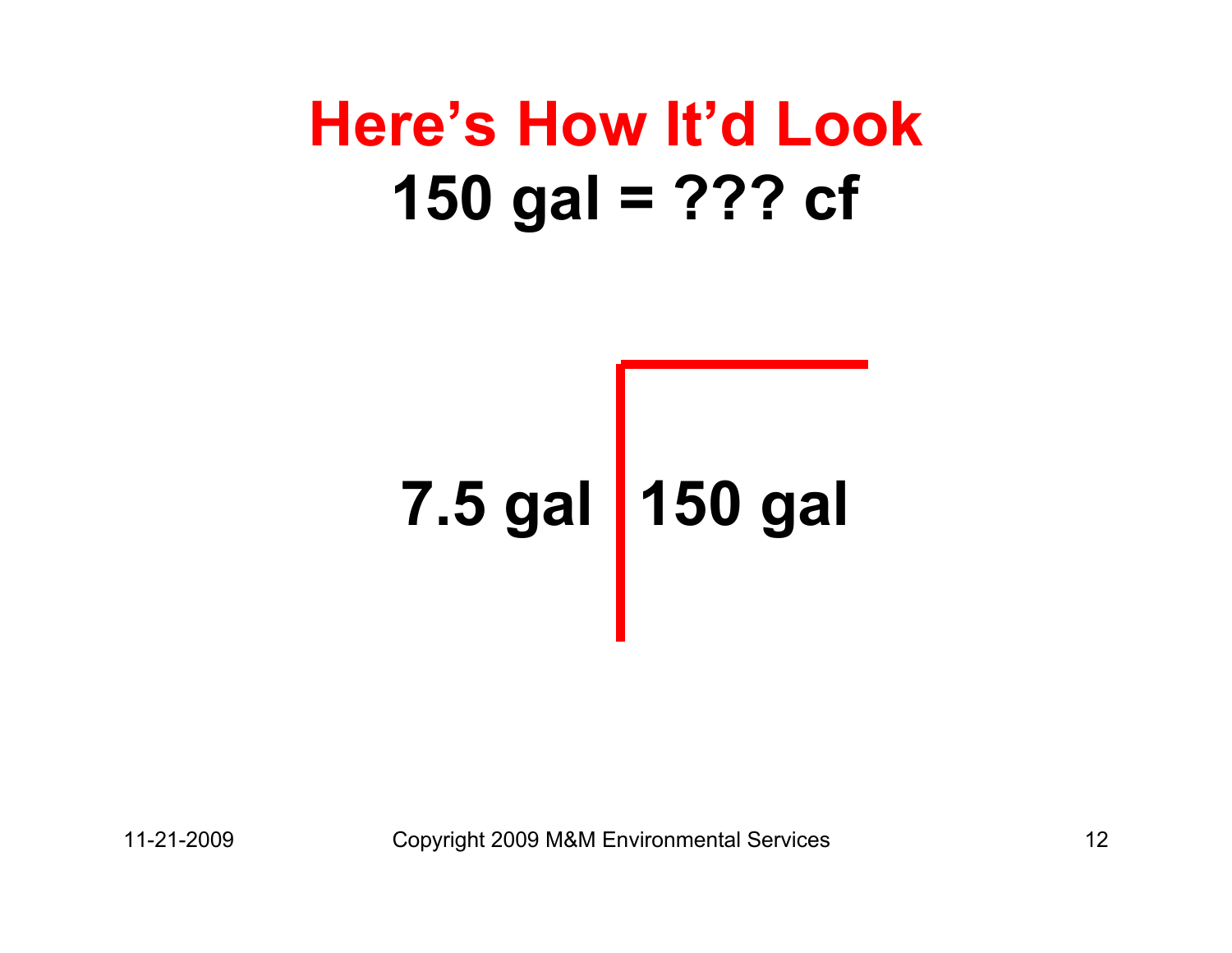# Here's How It'd Look

## 150 gal = ??? cf

7.5 gal | 150 gal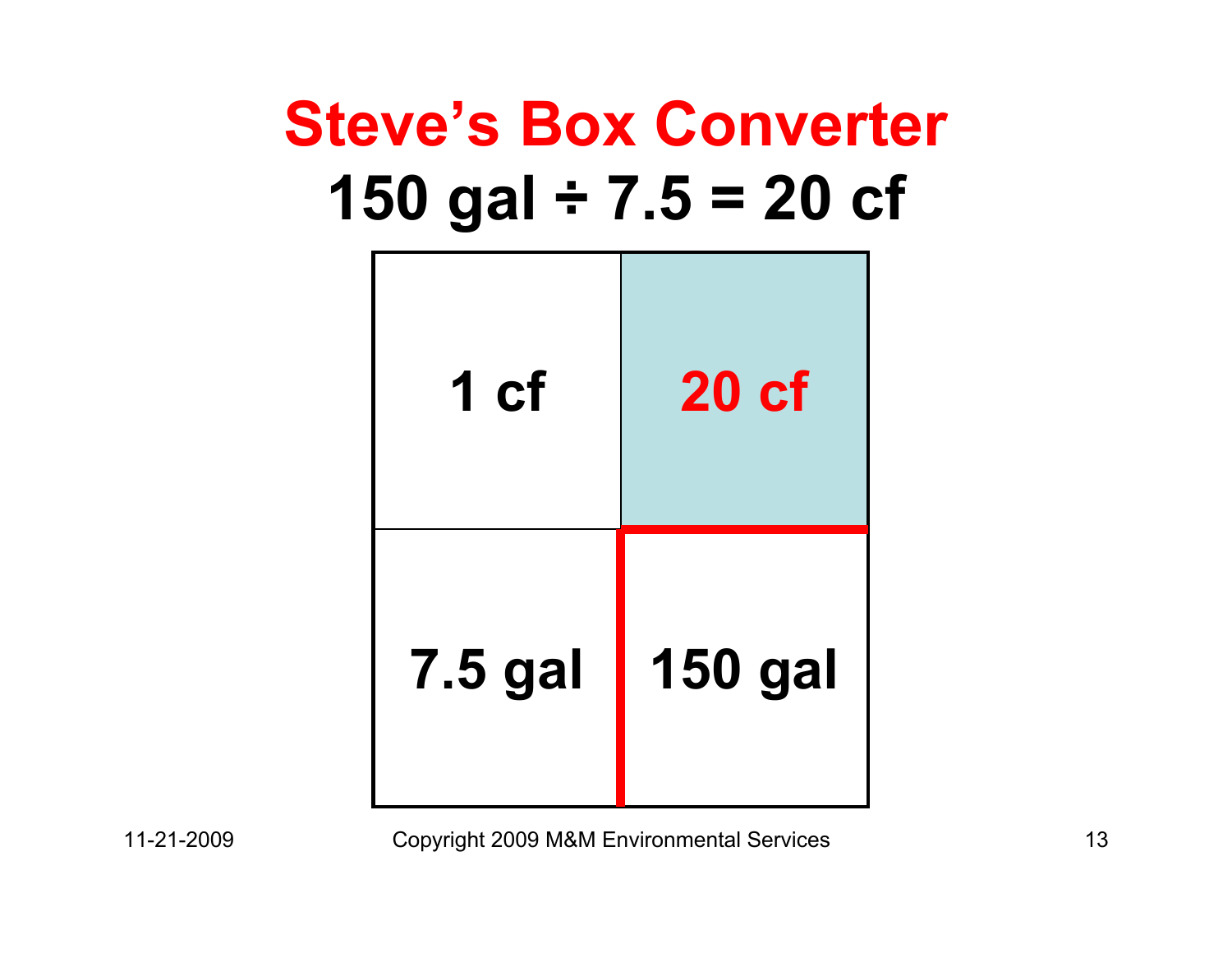# Steve's Box Converter

## 150 gal ÷ 7.5 = 20 cf

| | |
|---|---|
| 1 cf | 20 cf |
| 7.5 gal | 150 gal |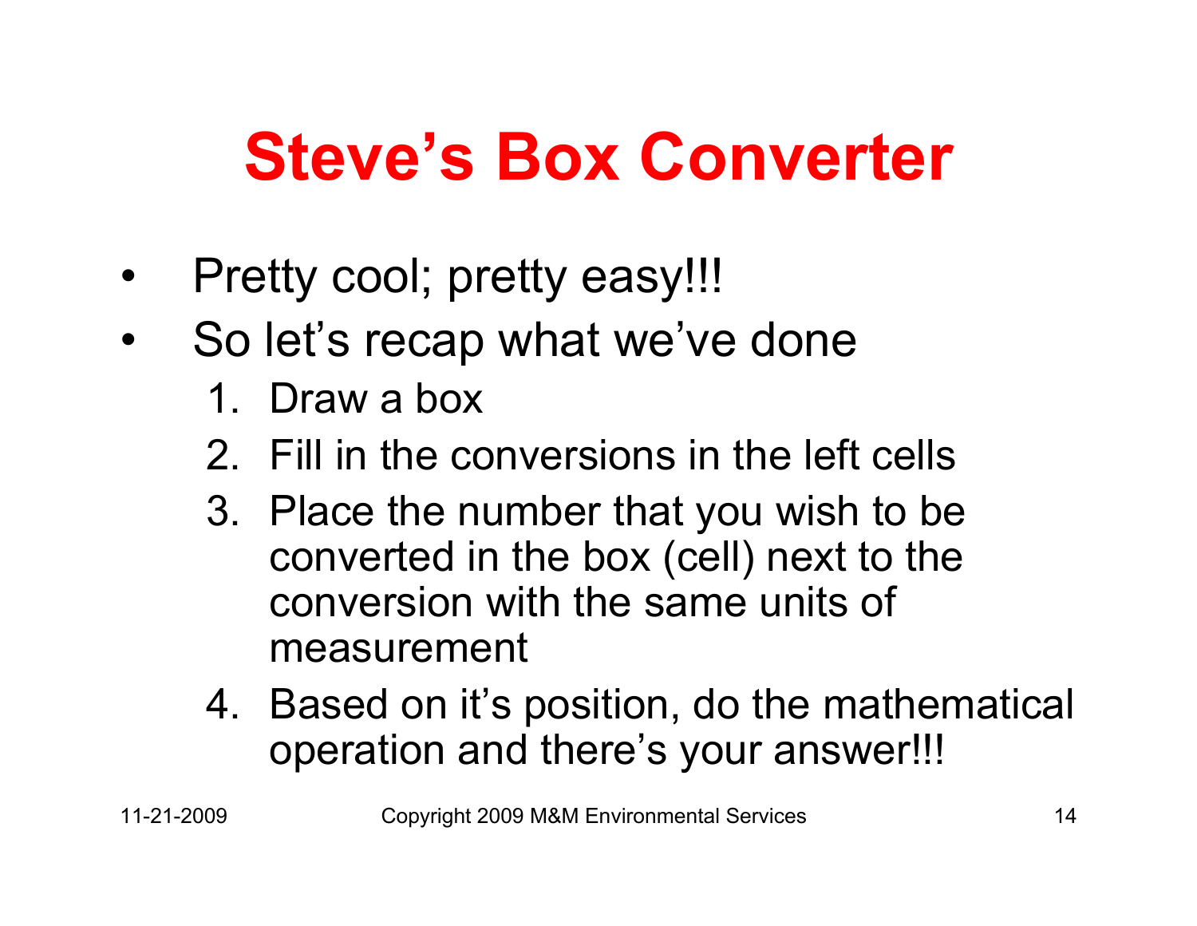# Steve’s Box Converter

- Pretty cool; pretty easy!!!
- So let’s recap what we’ve done
  1. Draw a box
  2. Fill in the conversions in the left cells
  3. Place the number that you wish to be converted in the box (cell) next to the conversion with the same units of measurement
  4. Based on it’s position, do the mathematical operation and there’s your answer!!!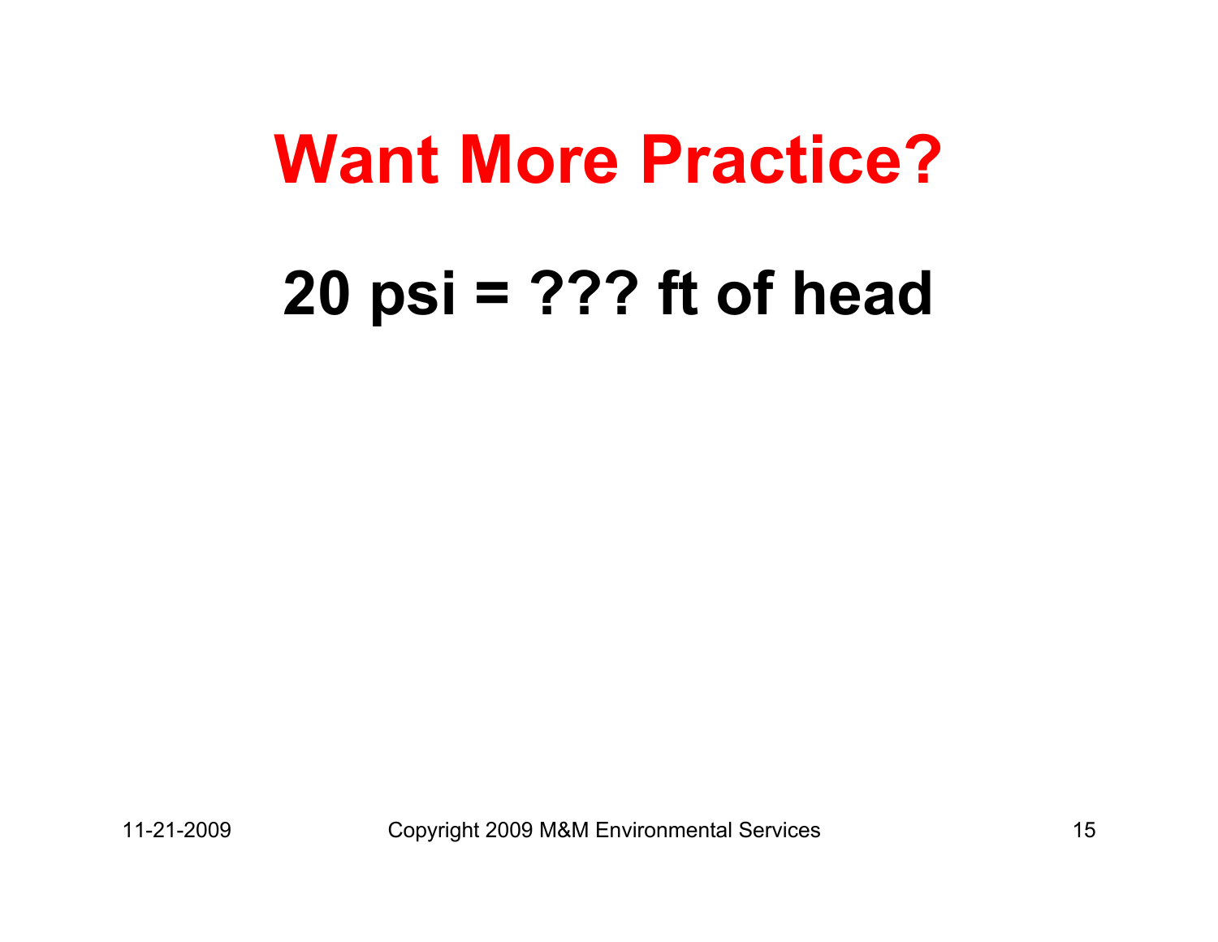# Want More Practice?

**20 psi = ??? ft of head**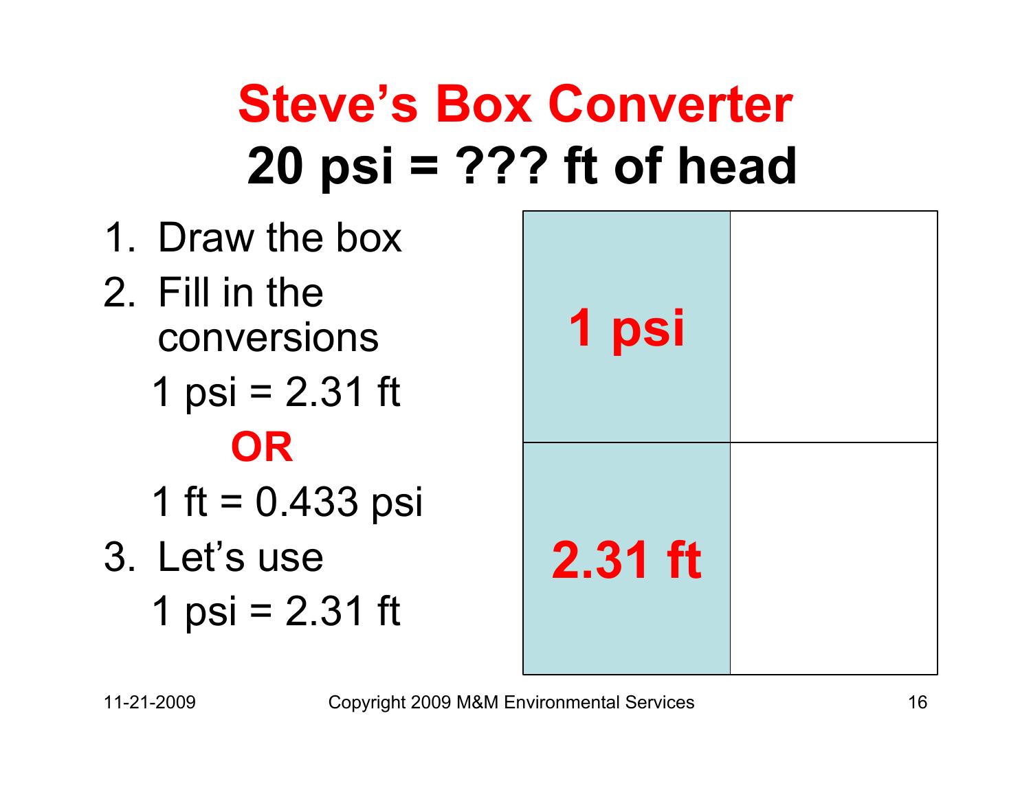# Steve's Box Converter

## 20 psi = ??? ft of head

1. Draw the box
2. Fill in the conversions

   1 psi = 2.31 ft

   **OR**

   1 ft = 0.433 psi
3. Let's use

   1 psi = 2.31 ft

| | |
|---|---|
| **1 psi** | |
| **2.31 ft** | |

11-21-2009 Copyright 2009 M&M Environmental Services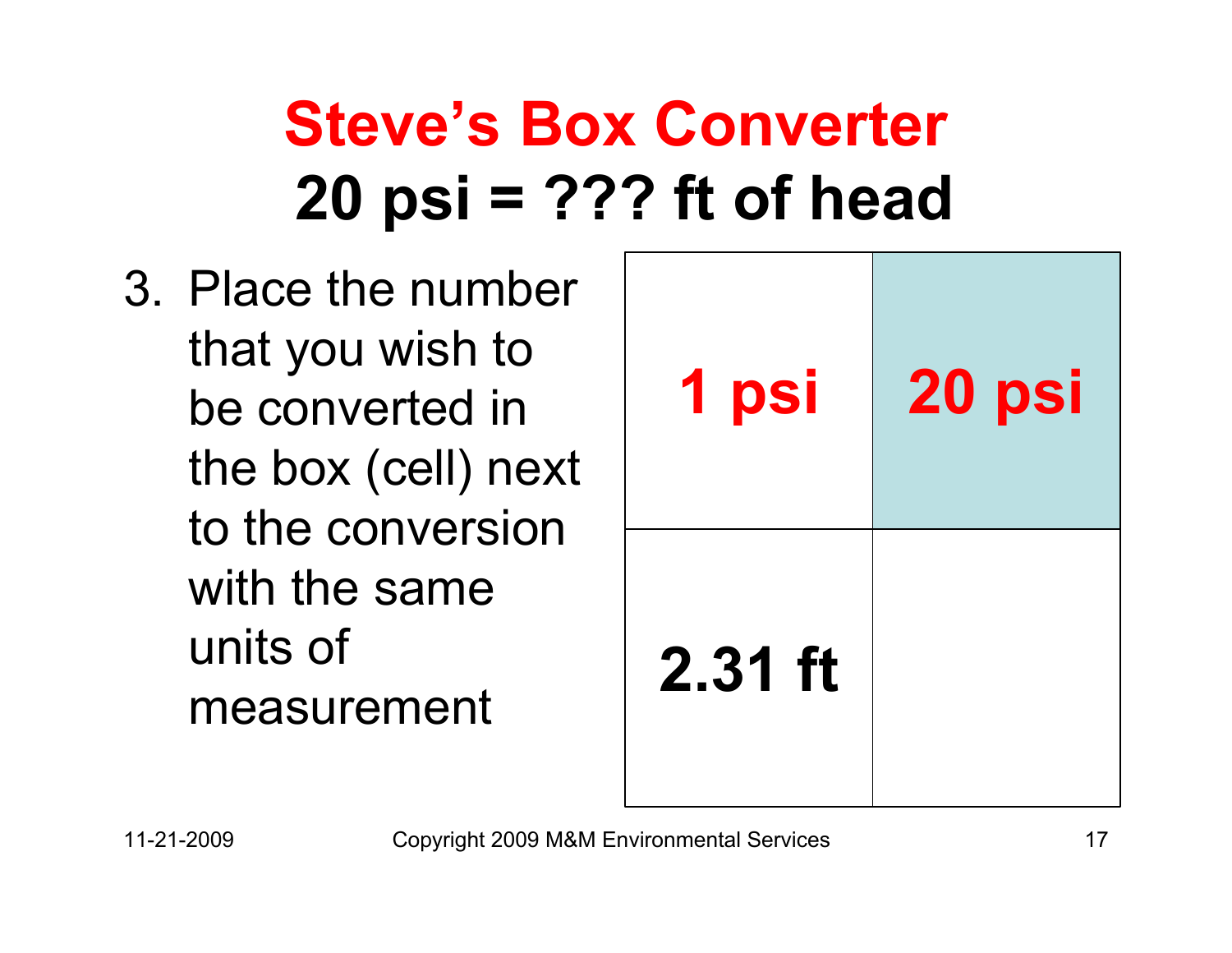# Steve's Box Converter

## 20 psi = ??? ft of head

3. Place the number that you wish to be converted in the box (cell) next to the conversion with the same units of measurement

| | |
|---|---|
| 1 psi | 20 psi |
| 2.31 ft | |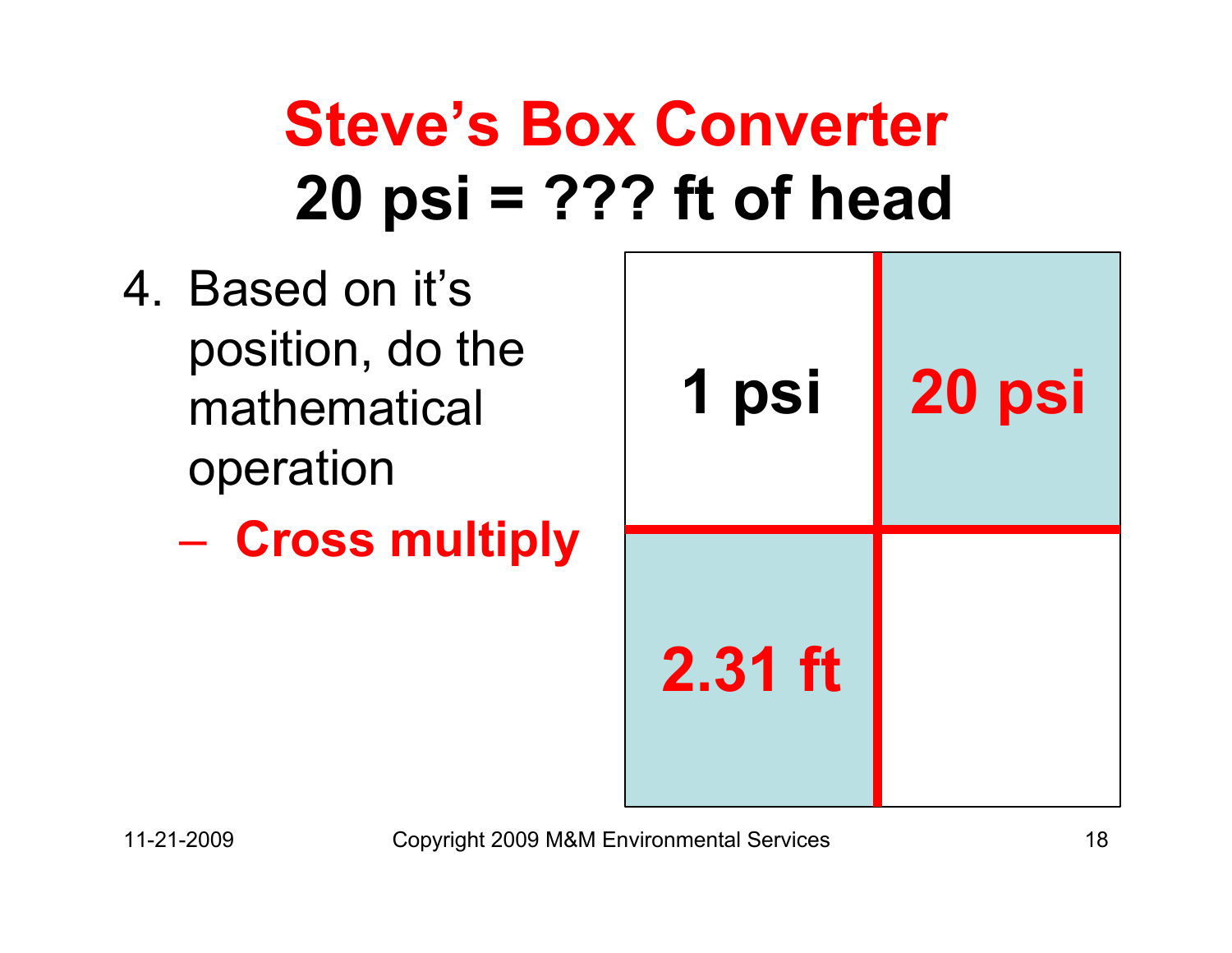# Steve's Box Converter

## 20 psi = ??? ft of head

4. Based on it's position, do the mathematical operation
   – **Cross multiply**

| 1 psi | 20 psi |
|---|---|
| 2.31 ft | |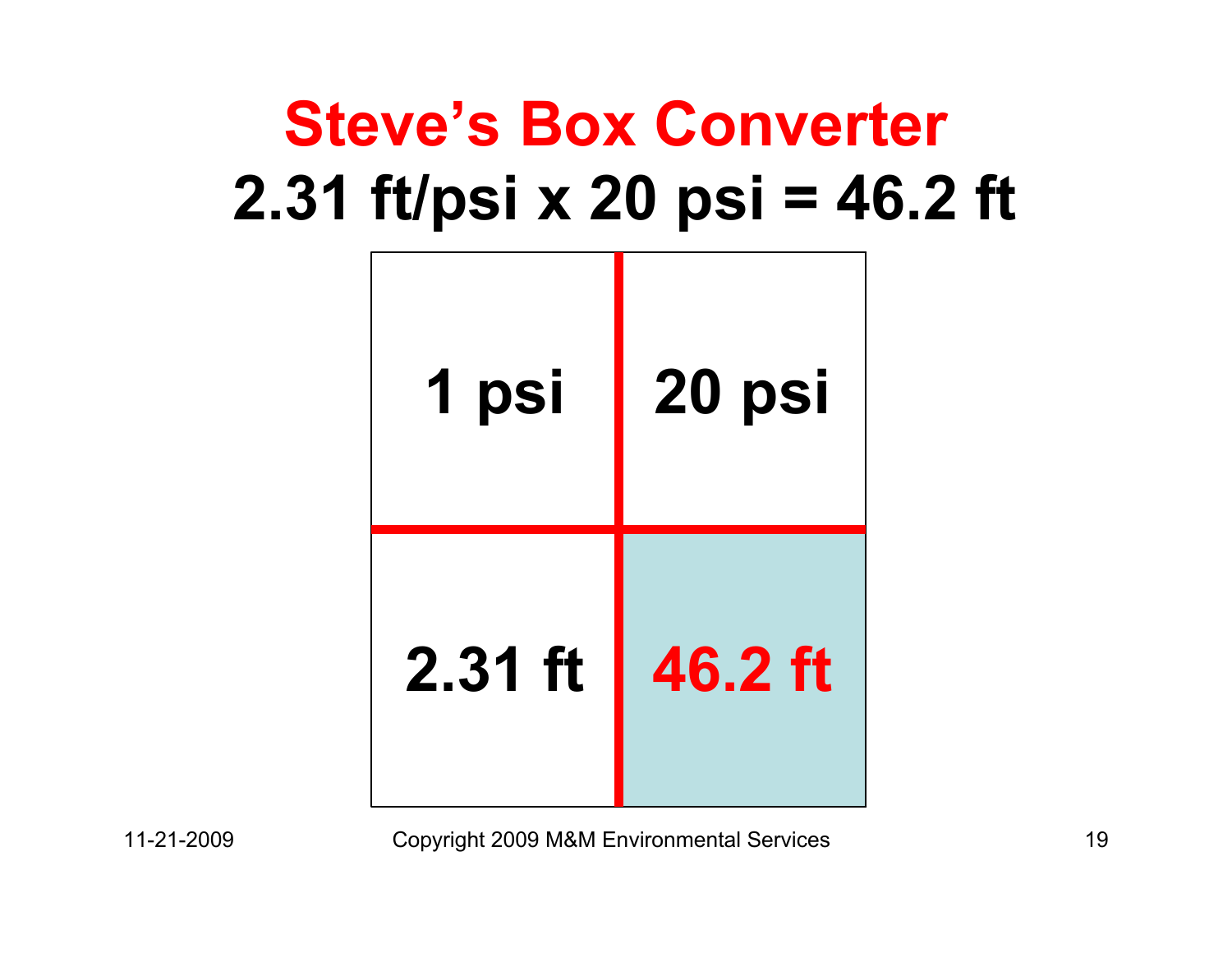# Steve's Box Converter

## 2.31 ft/psi x 20 psi = 46.2 ft

| | |
|---|---|
| 1 psi | 20 psi |
| 2.31 ft | **46.2 ft** |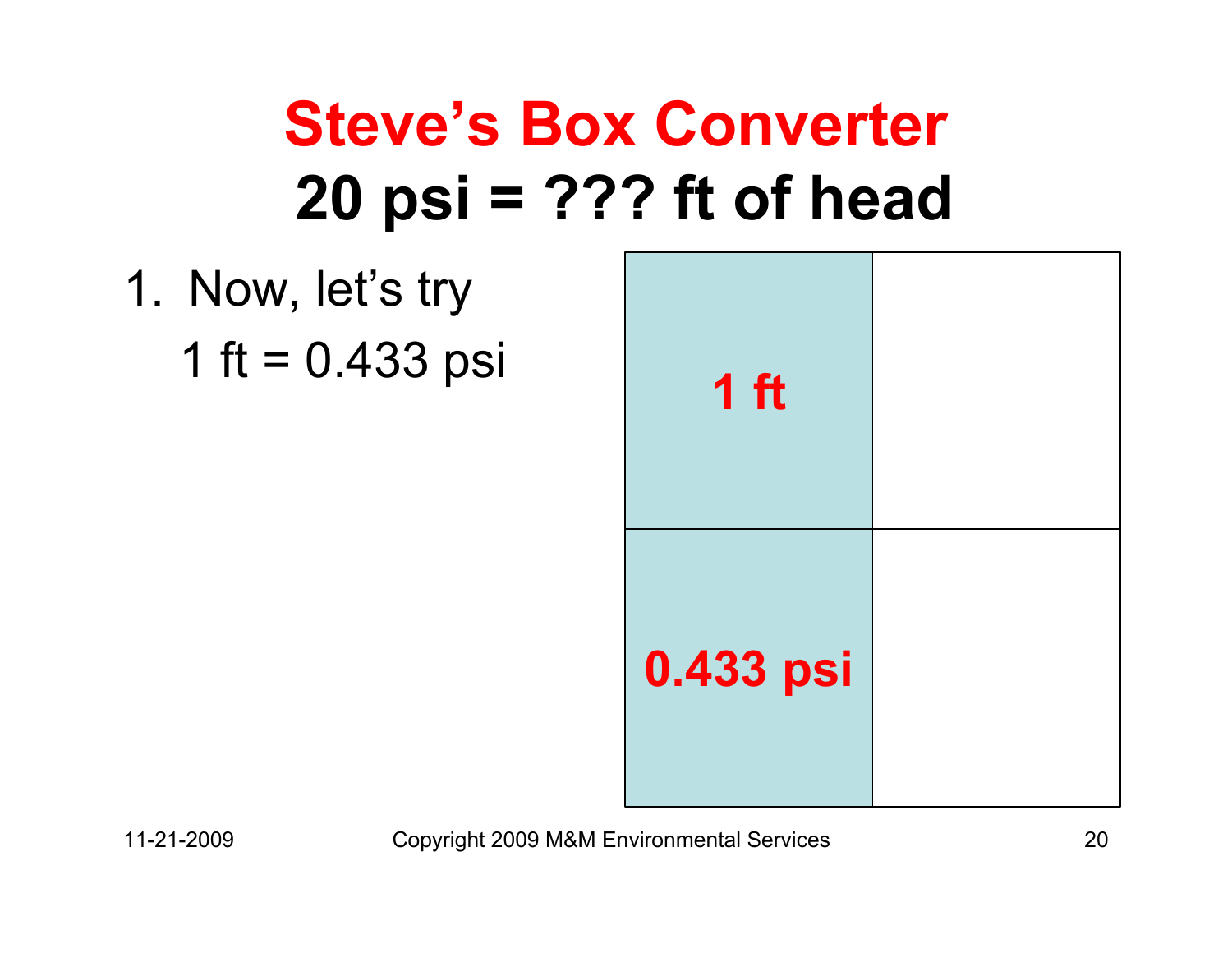# Steve's Box Converter

## 20 psi = ??? ft of head

1. Now, let's try

   1 ft = 0.433 psi

| | |
|---|---|
| **1 ft** | |
| **0.433 psi** | |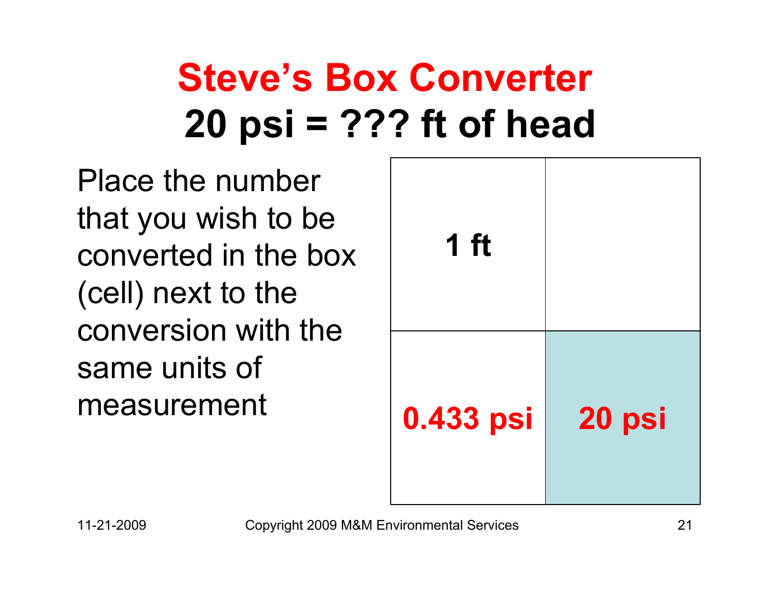# Steve's Box Converter

## 20 psi = ??? ft of head

Place the number that you wish to be converted in the box (cell) next to the conversion with the same units of measurement

| | |
|---|---|
| **1 ft** | |
| **0.433 psi** | **20 psi** |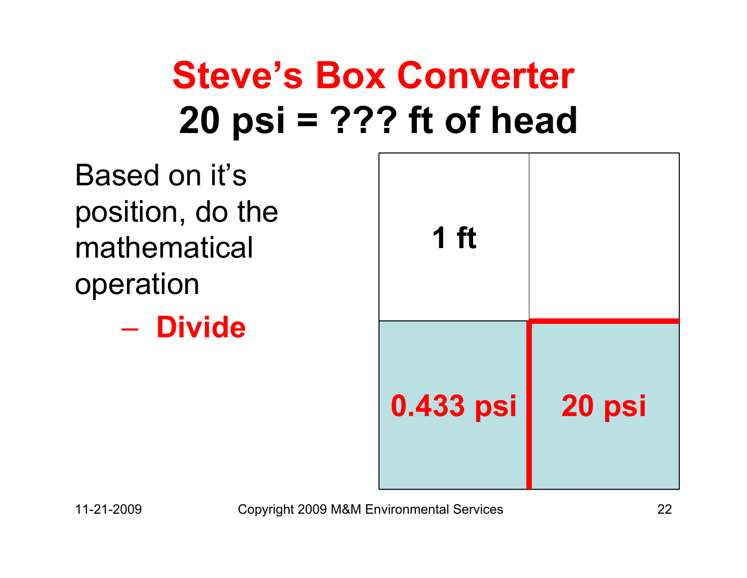# Steve's Box Converter

## 20 psi = ??? ft of head

Based on it's position, do the mathematical operation

- **Divide**

| 1 ft | |
|---|---|
| **0.433 psi** | **20 psi** |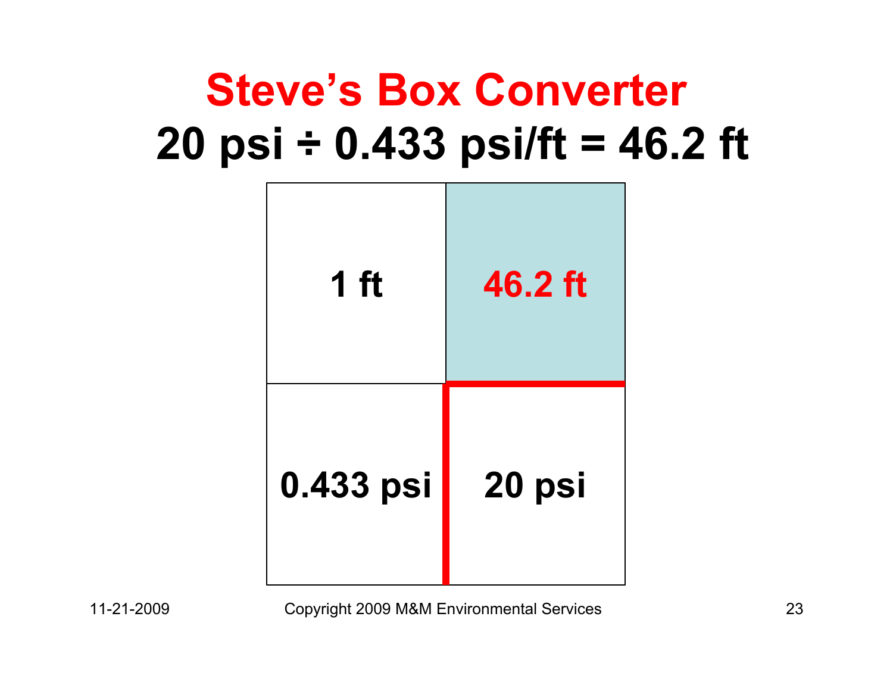# Steve's Box Converter

## 20 psi ÷ 0.433 psi/ft = 46.2 ft

| 1 ft | **46.2 ft** |
|---|---|
| 0.433 psi | 20 psi |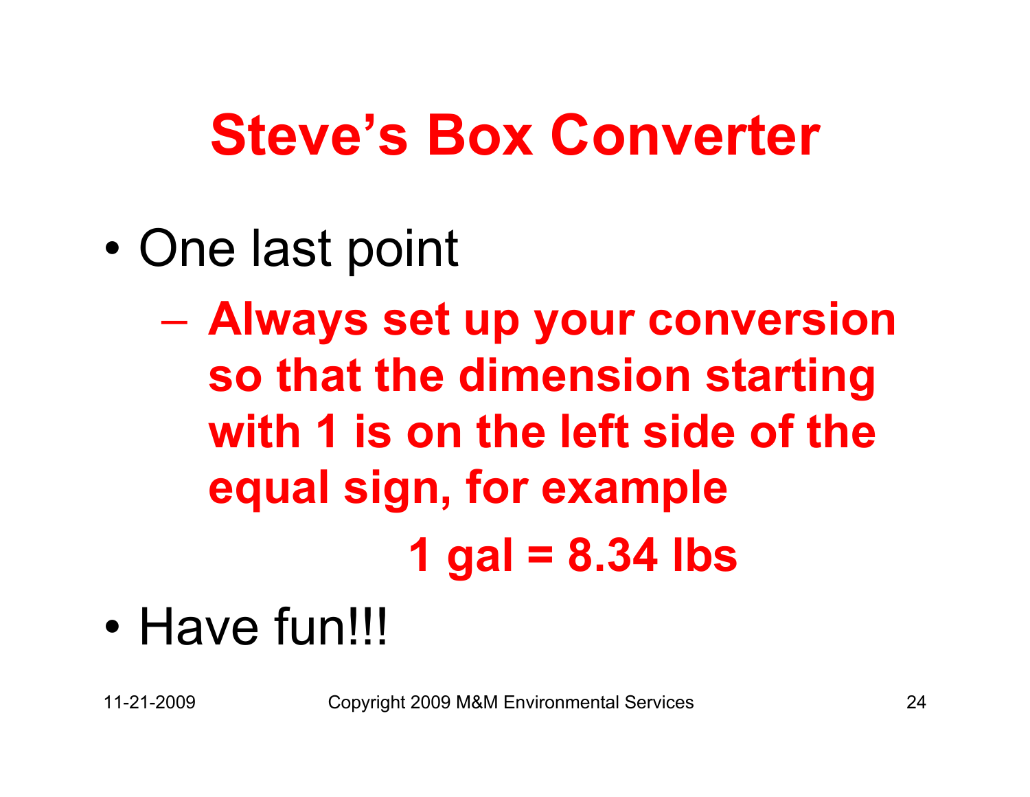# Steve's Box Converter

- One last point
  - **Always set up your conversion so that the dimension starting with 1 is on the left side of the equal sign, for example**

    **1 gal = 8.34 lbs**
- Have fun!!!